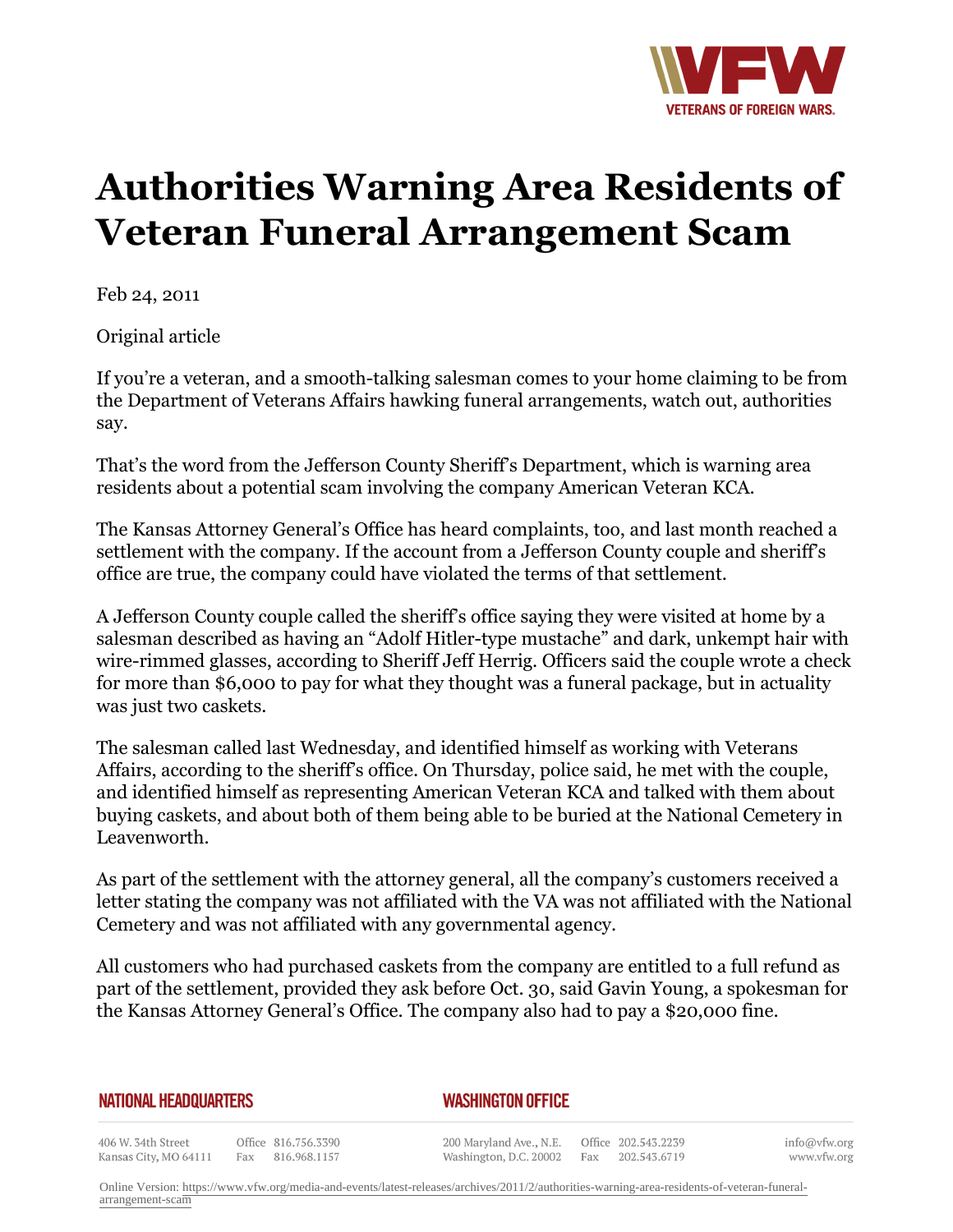# Authorities Warning Area Residents of Veteran Funeral Arrangement Scam

Feb 24, 2011

Original article

If you're a veteran, and a smooth-talking salesman comes to your home claiming to be from the Department of Veterans Affairs hawking funeral arrangements, watch out, authorities say.

That's the word from the Jefferson County Sheriff's Department, which is warning area residents about a potential scam involving the company American Veteran KCA.

The Kansas Attorney General's Office has heard complaints, too, and last month reached a settlement with the company. If the account from a Jefferson County couple and sheriff's office are true, the company could have violated the terms of that settlement.

A Jefferson County couple called the sheriff's office saying they were visited at home by a salesman described as having an "Adolf Hitler-type mustache" and dark, unkempt hair with wire-rimmed glasses, according to Sheriff Jeff Herrig. Officers said the couple wrote a check for more than $6,000 to pay for what they thought was a funeral package, but in actuality was just two caskets.

The salesman called last Wednesday, and identified himself as working with Veterans Affairs, according to the sheriff's office. On Thursday, police said, he met with the couple, and identified himself as representing American Veteran KCA and talked with them about buying caskets, and about both of them being able to be buried at the National Cemetery in Leavenworth.

As part of the settlement with the attorney general, all the company's customers received a letter stating the company was not affiliated with the VA was not affiliated with the National Cemetery and was not affiliated with any governmental agency.

All customers who had purchased caskets from the company are entitled to a full refund as part of the settlement, provided they ask before Oct. 30, said Gavin Young, a spokesman for the Kansas Attorney General's Office. The company also had to pay a $20,000 fine.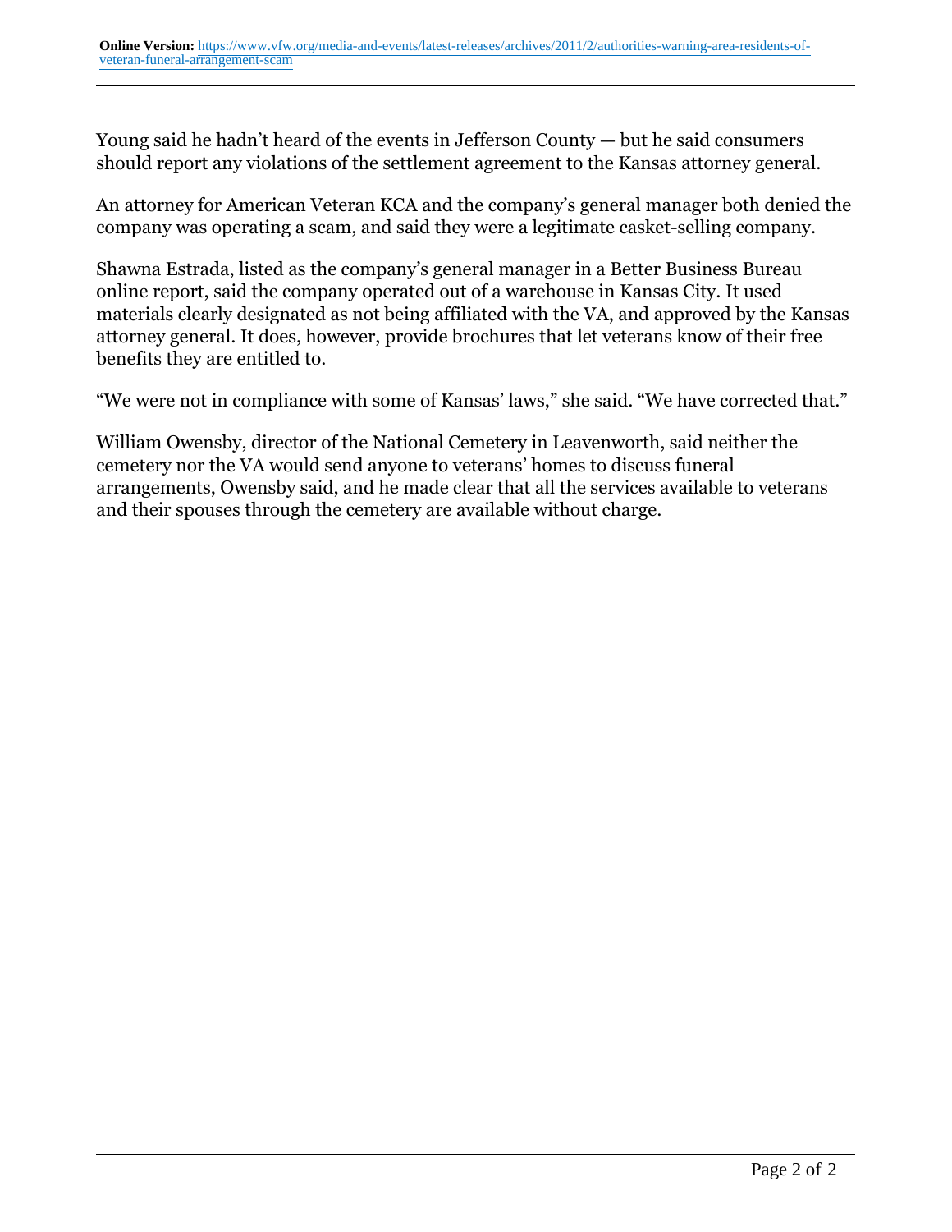Young said he hadn’t heard of the events in Jefferson County — but he said consumers should report any violations of the settlement agreement to the Kansas attorney general.

An attorney for American Veteran KCA and the company’s general manager both denied the company was operating a scam, and said they were a legitimate casket-selling company.

Shawna Estrada, listed as the company’s general manager in a Better Business Bureau online report, said the company operated out of a warehouse in Kansas City. It used materials clearly designated as not being affiliated with the VA, and approved by the Kansas attorney general. It does, however, provide brochures that let veterans know of their free benefits they are entitled to.

“We were not in compliance with some of Kansas’ laws,” she said. “We have corrected that.”

William Owensby, director of the National Cemetery in Leavenworth, said neither the cemetery nor the VA would send anyone to veterans’ homes to discuss funeral arrangements, Owensby said, and he made clear that all the services available to veterans and their spouses through the cemetery are available without charge.